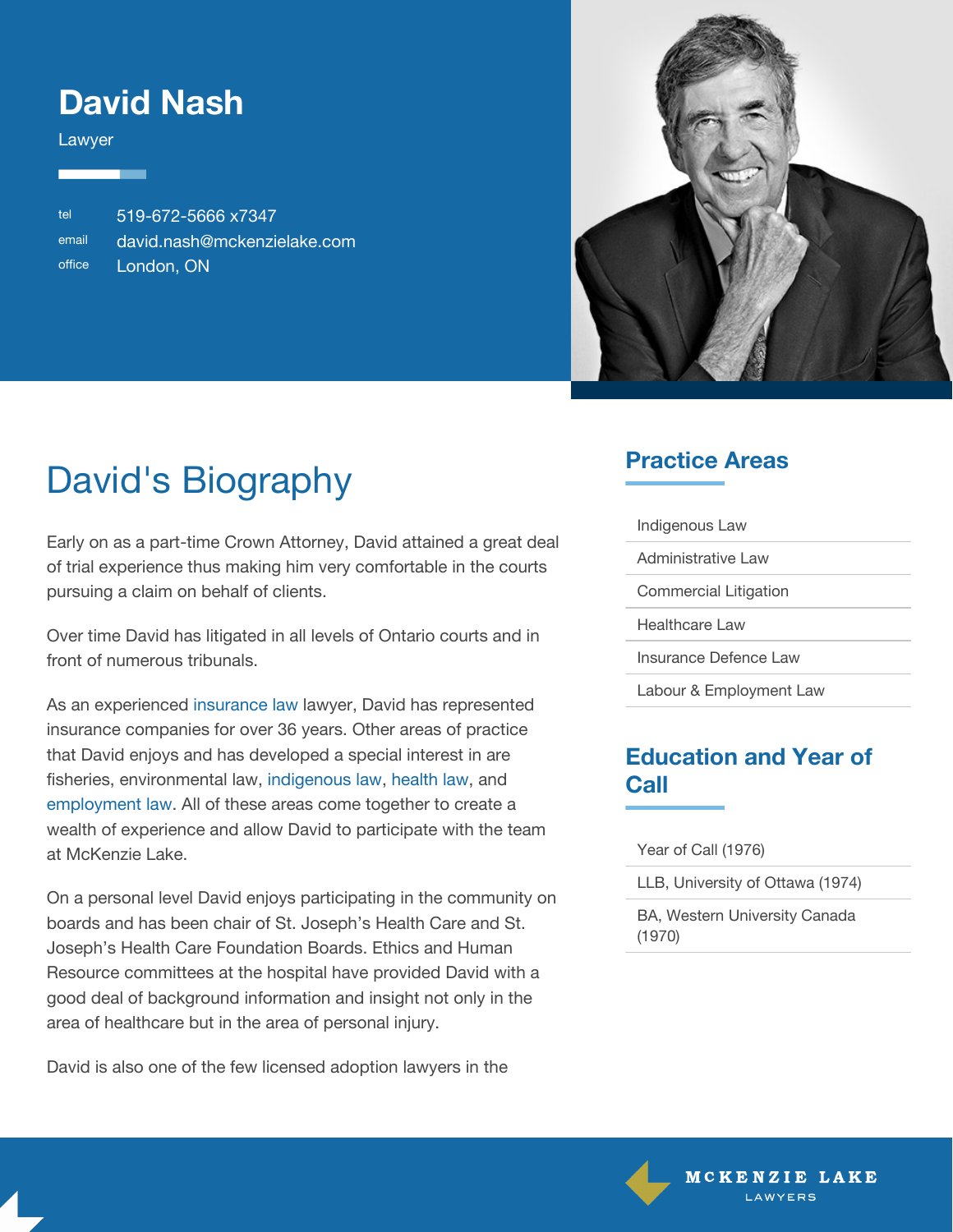# David Nash

Lawyer

tel 519-672-5666 x7347
email david.nash@mckenzielake.com
office London, ON

## David's Biography

Early on as a part-time Crown Attorney, David attained a great deal of trial experience thus making him very comfortable in the courts pursuing a claim on behalf of clients.

Over time David has litigated in all levels of Ontario courts and in front of numerous tribunals.

As an experienced insurance law lawyer, David has represented insurance companies for over 36 years. Other areas of practice that David enjoys and has developed a special interest in are fisheries, environmental law, indigenous law, health law, and employment law. All of these areas come together to create a wealth of experience and allow David to participate with the team at McKenzie Lake.

On a personal level David enjoys participating in the community on boards and has been chair of St. Joseph's Health Care and St. Joseph's Health Care Foundation Boards. Ethics and Human Resource committees at the hospital have provided David with a good deal of background information and insight not only in the area of healthcare but in the area of personal injury.

David is also one of the few licensed adoption lawyers in the

## Practice Areas

- Indigenous Law
- Administrative Law
- Commercial Litigation
- Healthcare Law
- Insurance Defence Law
- Labour & Employment Law

## Education and Year of Call

- Year of Call (1976)
- LLB, University of Ottawa (1974)
- BA, Western University Canada (1970)

MCKENZIE LAKE
LAWYERS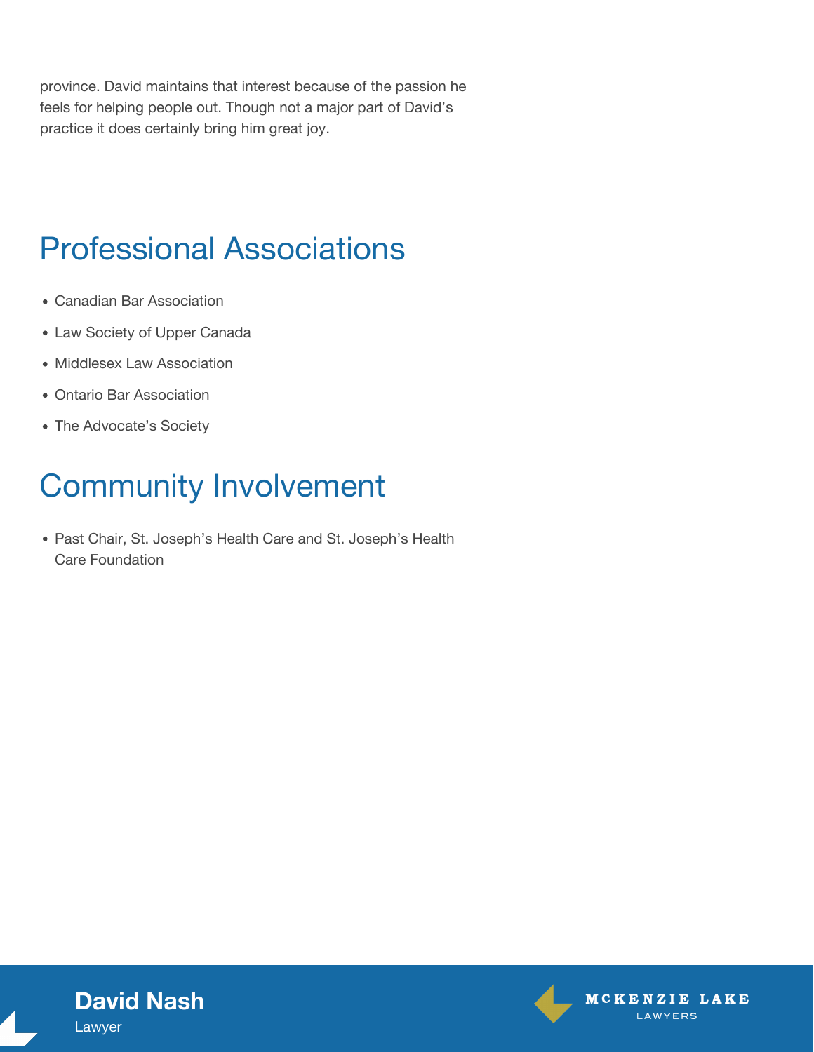province. David maintains that interest because of the passion he feels for helping people out. Though not a major part of David's practice it does certainly bring him great joy.

## Professional Associations

- Canadian Bar Association
- Law Society of Upper Canada
- Middlesex Law Association
- Ontario Bar Association
- The Advocate's Society

## Community Involvement

- Past Chair, St. Joseph's Health Care and St. Joseph's Health Care Foundation